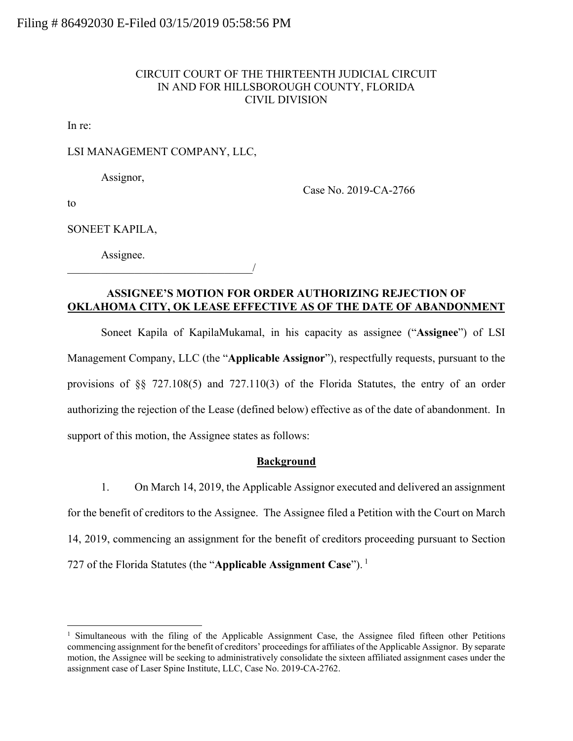Filing # 86492030 E-Filed 03/15/2019 05:58:56 PM

CIRCUIT COURT OF THE THIRTEENTH JUDICIAL CIRCUIT
IN AND FOR HILLSBOROUGH COUNTY, FLORIDA
CIVIL DIVISION

In re:

LSI MANAGEMENT COMPANY, LLC,

Assignor,

Case No. 2019-CA-2766

to

SONEET KAPILA,

Assignee.
_______________________________/

**ASSIGNEE'S MOTION FOR ORDER AUTHORIZING REJECTION OF OKLAHOMA CITY, OK LEASE EFFECTIVE AS OF THE DATE OF ABANDONMENT**

Soneet Kapila of KapilaMukamal, in his capacity as assignee ("**Assignee**") of LSI Management Company, LLC (the "**Applicable Assignor**"), respectfully requests, pursuant to the provisions of §§ 727.108(5) and 727.110(3) of the Florida Statutes, the entry of an order authorizing the rejection of the Lease (defined below) effective as of the date of abandonment. In support of this motion, the Assignee states as follows:

**Background**

1. On March 14, 2019, the Applicable Assignor executed and delivered an assignment for the benefit of creditors to the Assignee. The Assignee filed a Petition with the Court on March 14, 2019, commencing an assignment for the benefit of creditors proceeding pursuant to Section 727 of the Florida Statutes (the "**Applicable Assignment Case**").[1]

[1] Simultaneous with the filing of the Applicable Assignment Case, the Assignee filed fifteen other Petitions commencing assignment for the benefit of creditors' proceedings for affiliates of the Applicable Assignor. By separate motion, the Assignee will be seeking to administratively consolidate the sixteen affiliated assignment cases under the assignment case of Laser Spine Institute, LLC, Case No. 2019-CA-2762.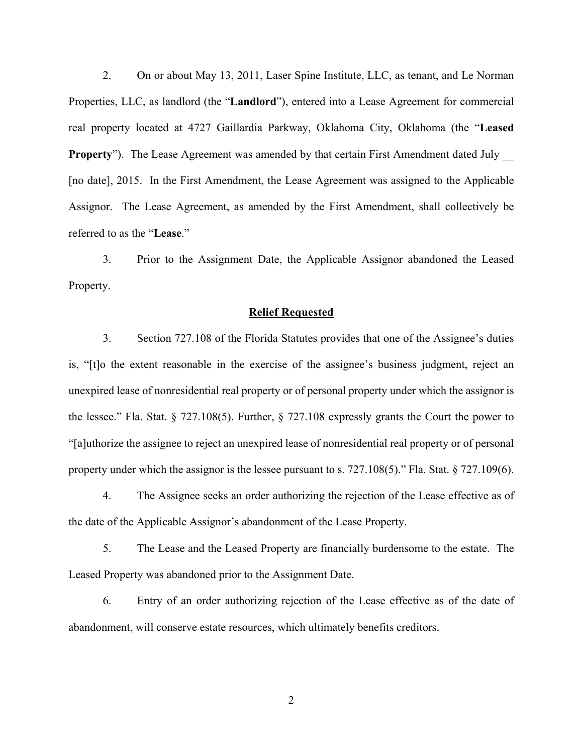2. On or about May 13, 2011, Laser Spine Institute, LLC, as tenant, and Le Norman Properties, LLC, as landlord (the "**Landlord**"), entered into a Lease Agreement for commercial real property located at 4727 Gaillardia Parkway, Oklahoma City, Oklahoma (the "**Leased Property**"). The Lease Agreement was amended by that certain First Amendment dated July __ [no date], 2015. In the First Amendment, the Lease Agreement was assigned to the Applicable Assignor. The Lease Agreement, as amended by the First Amendment, shall collectively be referred to as the "**Lease**."

3. Prior to the Assignment Date, the Applicable Assignor abandoned the Leased Property.

## Relief Requested

3. Section 727.108 of the Florida Statutes provides that one of the Assignee's duties is, "[t]o the extent reasonable in the exercise of the assignee's business judgment, reject an unexpired lease of nonresidential real property or of personal property under which the assignor is the lessee." Fla. Stat. § 727.108(5). Further, § 727.108 expressly grants the Court the power to "[a]uthorize the assignee to reject an unexpired lease of nonresidential real property or of personal property under which the assignor is the lessee pursuant to s. 727.108(5)." Fla. Stat. § 727.109(6).

4. The Assignee seeks an order authorizing the rejection of the Lease effective as of the date of the Applicable Assignor's abandonment of the Lease Property.

5. The Lease and the Leased Property are financially burdensome to the estate. The Leased Property was abandoned prior to the Assignment Date.

6. Entry of an order authorizing rejection of the Lease effective as of the date of abandonment, will conserve estate resources, which ultimately benefits creditors.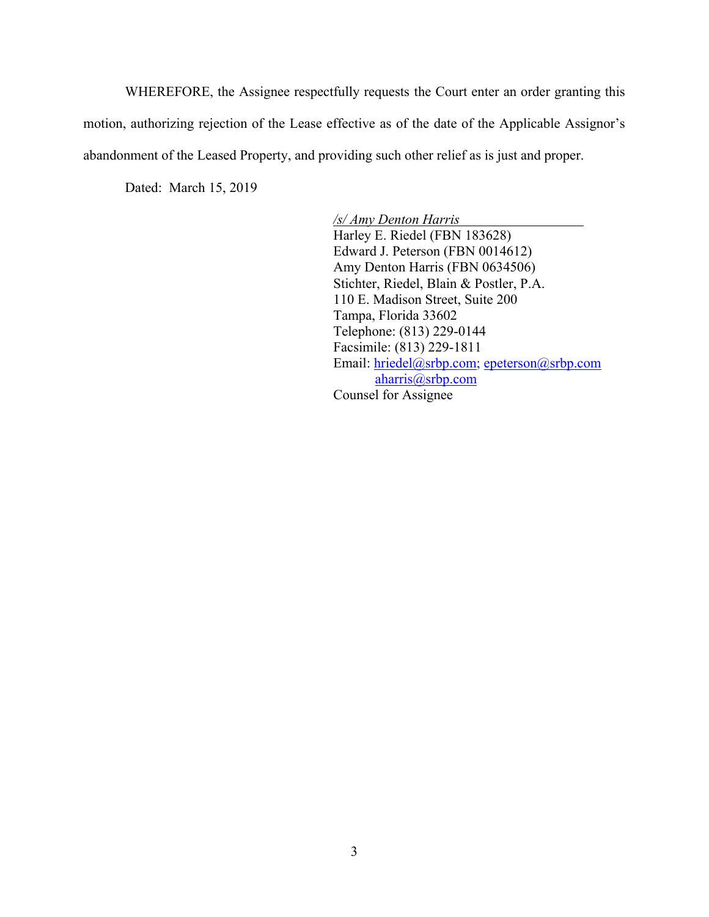WHEREFORE, the Assignee respectfully requests the Court enter an order granting this motion, authorizing rejection of the Lease effective as of the date of the Applicable Assignor's abandonment of the Leased Property, and providing such other relief as is just and proper.

Dated: March 15, 2019

*/s/ Amy Denton Harris*
Harley E. Riedel (FBN 183628)
Edward J. Peterson (FBN 0014612)
Amy Denton Harris (FBN 0634506)
Stichter, Riedel, Blain & Postler, P.A.
110 E. Madison Street, Suite 200
Tampa, Florida 33602
Telephone: (813) 229-0144
Facsimile: (813) 229-1811
Email: hriedel@srbp.com; epeterson@srbp.com
aharris@srbp.com
Counsel for Assignee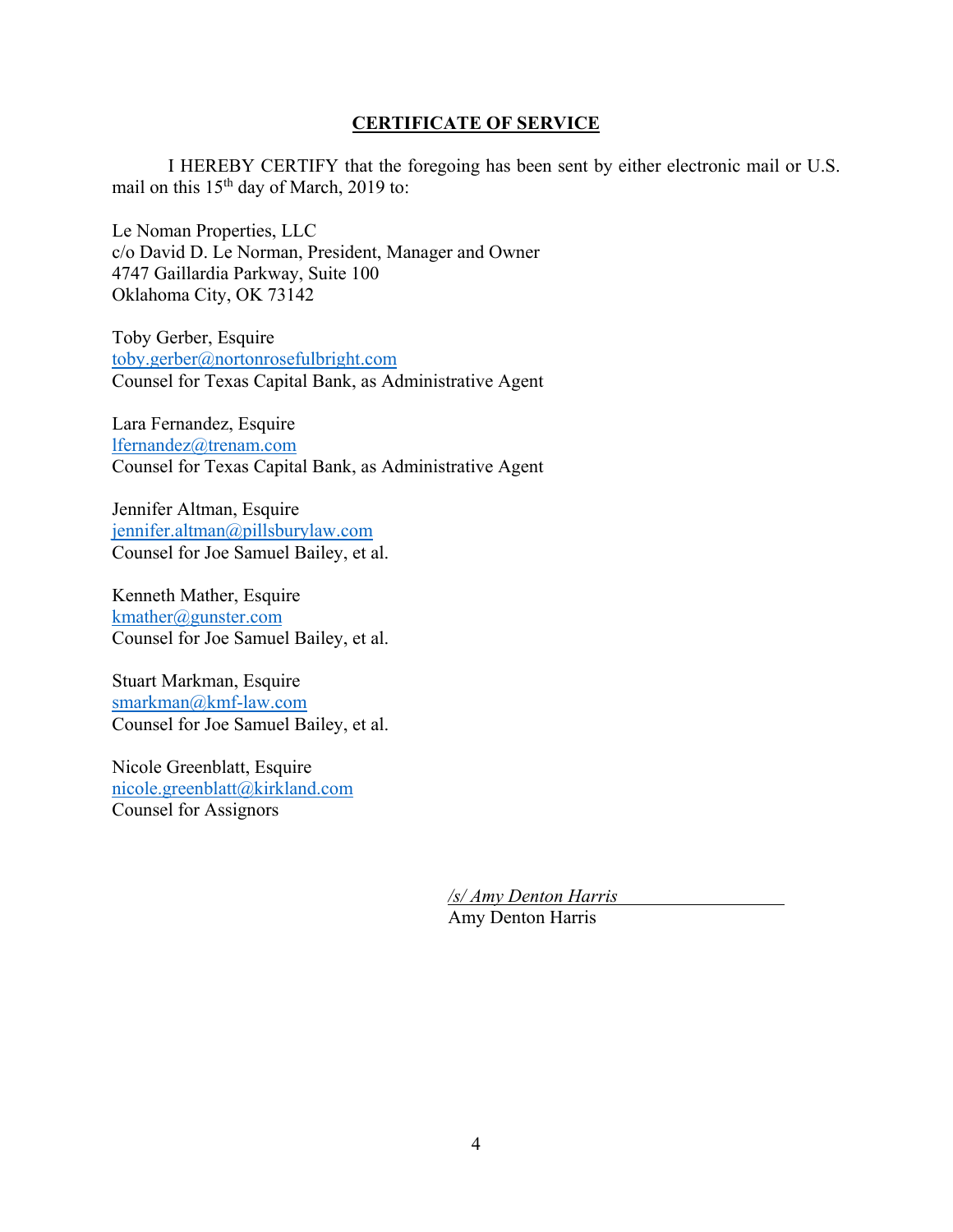**CERTIFICATE OF SERVICE**

I HEREBY CERTIFY that the foregoing has been sent by either electronic mail or U.S. mail on this 15th day of March, 2019 to:

Le Noman Properties, LLC
c/o David D. Le Norman, President, Manager and Owner
4747 Gaillardia Parkway, Suite 100
Oklahoma City, OK 73142

Toby Gerber, Esquire
toby.gerber@nortonrosefulbright.com
Counsel for Texas Capital Bank, as Administrative Agent

Lara Fernandez, Esquire
lfernandez@trenam.com
Counsel for Texas Capital Bank, as Administrative Agent

Jennifer Altman, Esquire
jennifer.altman@pillsburylaw.com
Counsel for Joe Samuel Bailey, et al.

Kenneth Mather, Esquire
kmather@gunster.com
Counsel for Joe Samuel Bailey, et al.

Stuart Markman, Esquire
smarkman@kmf-law.com
Counsel for Joe Samuel Bailey, et al.

Nicole Greenblatt, Esquire
nicole.greenblatt@kirkland.com
Counsel for Assignors

*/s/ Amy Denton Harris*
Amy Denton Harris